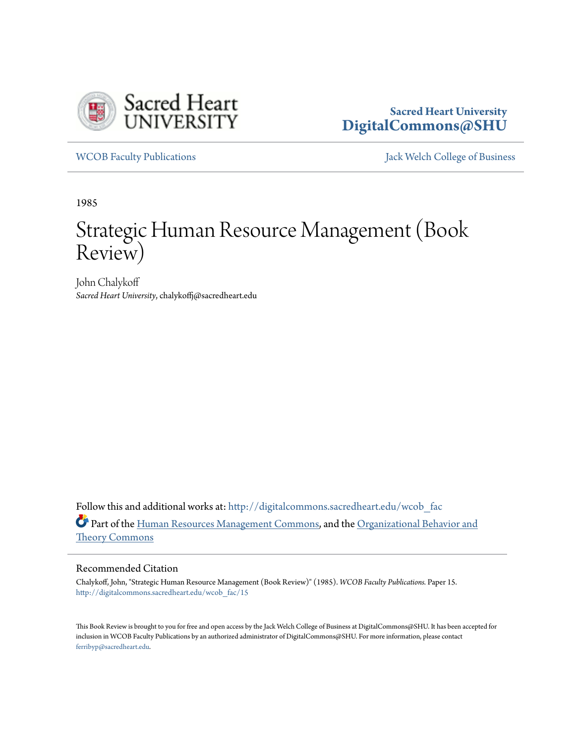Sacred Heart University
DigitalCommons@SHU

WCOB Faculty Publications

Jack Welch College of Business

1985

# Strategic Human Resource Management (Book Review)

John Chalykoff
*Sacred Heart University*, chalykoffj@sacredheart.edu

Follow this and additional works at: http://digitalcommons.sacredheart.edu/wcob_fac

Part of the Human Resources Management Commons, and the Organizational Behavior and Theory Commons

## Recommended Citation

Chalykoff, John, "Strategic Human Resource Management (Book Review)" (1985). *WCOB Faculty Publications.* Paper 15.
http://digitalcommons.sacredheart.edu/wcob_fac/15

This Book Review is brought to you for free and open access by the Jack Welch College of Business at DigitalCommons@SHU. It has been accepted for inclusion in WCOB Faculty Publications by an authorized administrator of DigitalCommons@SHU. For more information, please contact ferribyp@sacredheart.edu.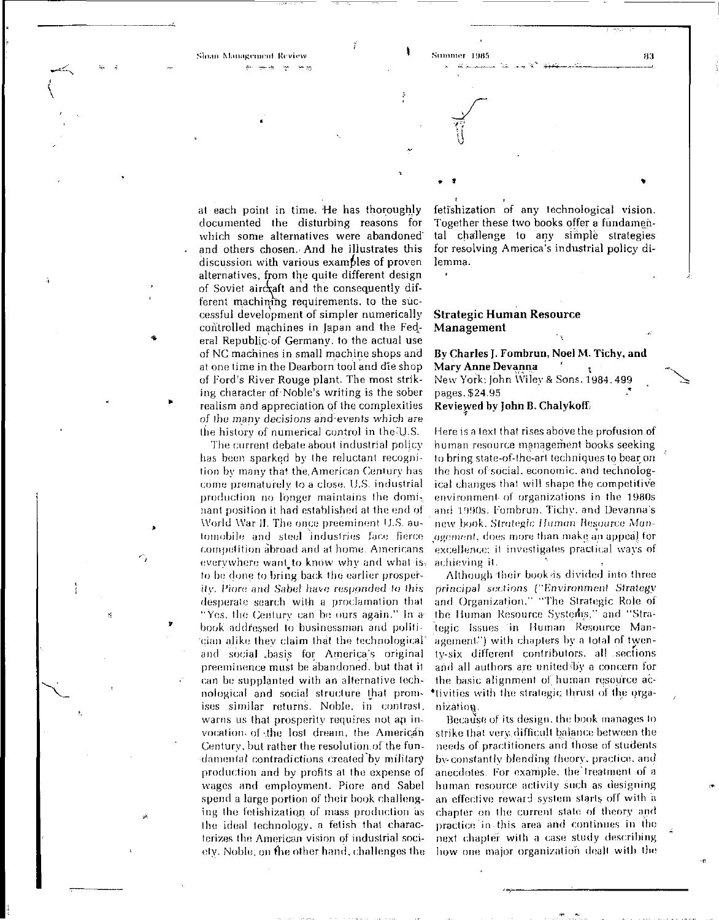at each point in time. He has thoroughly documented the disturbing reasons for which some alternatives were abandoned and others chosen. And he illustrates this discussion with various examples of proven alternatives, from the quite different design of Soviet aircraft and the consequently different machining requirements, to the successful development of simpler numerically controlled machines in Japan and the Federal Republic of Germany, to the actual use of NC machines in small machine shops and at one time in the Dearborn tool and die shop of Ford's River Rouge plant. The most striking character of Noble's writing is the sober realism and appreciation of the complexities of the many decisions and events which are the history of numerical control in the U.S.

The current debate about industrial policy has been sparked by the reluctant recognition by many that the American Century has come prematurely to a close. U.S. industrial production no longer maintains the dominant position it had established at the end of World War II. The once preeminent U.S. automobile and steel industries face fierce competition abroad and at home. Americans everywhere want to know why and what is to be done to bring back the earlier prosperity. Piore and Sabel have responded to this desperate search with a proclamation that "Yes, the Century can be ours again." In a book addressed to businessman and politician alike they claim that the technological and social basis for America's original preeminence must be abandoned, but that it can be supplanted with an alternative technological and social structure that promises similar returns. Noble, in contrast, warns us that prosperity requires not an invocation of the lost dream, the American Century, but rather the resolution of the fundamental contradictions created by military production and by profits at the expense of wages and employment. Piore and Sabel spend a large portion of their book challenging the fetishization of mass production as the ideal technology, a fetish that characterizes the American vision of industrial society. Noble, on the other hand, challenges the fetishization of any technological vision. Together these two books offer a fundamental challenge to any simple strategies for resolving America's industrial policy dilemma.

## Strategic Human Resource Management

**By Charles J. Fombrun, Noel M. Tichy, and Mary Anne Devanna**
New York: John Wiley & Sons, 1984. 499 pages. $24.95
**Reviewed by John B. Chalykoff.**

Here is a text that rises above the profusion of human resource management books seeking to bring state-of-the-art techniques to bear on the host of social, economic, and technological changes that will shape the competitive environment of organizations in the 1980s and 1990s. Fombrun, Tichy, and Devanna's new book, *Strategic Human Resource Management*, does more than make an appeal for excellence; it investigates practical ways of achieving it.

Although their book is divided into three principal sections ("Environment Strategy and Organization," "The Strategic Role of the Human Resource Systems," and "Strategic Issues in Human Resource Management") with chapters by a total of twenty-six different contributors, all sections and all authors are united by a concern for the basic alignment of human resource activities with the strategic thrust of the organization.

Because of its design, the book manages to strike that very difficult balance between the needs of practitioners and those of students by constantly blending theory, practice, and anecdotes. For example, the treatment of a human resource activity such as designing an effective reward system starts off with a chapter on the current state of theory and practice in this area and continues in the next chapter with a case study describing how one major organization dealt with the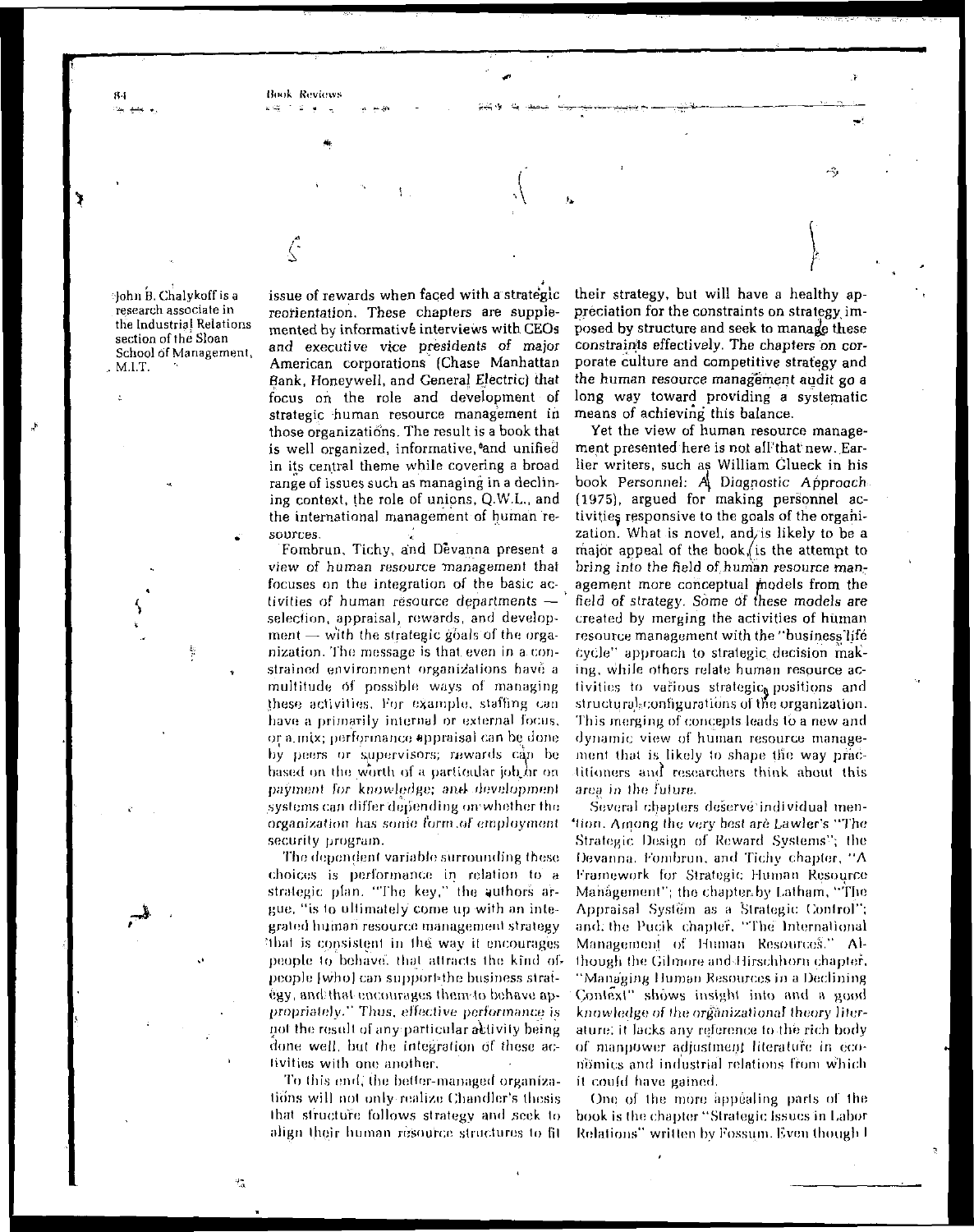John B. Chalykoff is a research associate in the Industrial Relations section of the Sloan School of Management, M.I.T.

issue of rewards when faced with a strategic reorientation. These chapters are supplemented by informative interviews with CEOs and executive vice presidents of major American corporations (Chase Manhattan Bank, Honeywell, and General Electric) that focus on the role and development of strategic human resource management in those organizations. The result is a book that is well organized, informative, and unified in its central theme while covering a broad range of issues such as managing in a declining context, the role of unions, Q.W.L., and the international management of human resources.

Fombrun, Tichy, and Devanna present a view of human resource management that focuses on the integration of the basic activities of human resource departments — selection, appraisal, rewards, and development — with the strategic goals of the organization. The message is that even in a constrained environment organizations have a multitude of possible ways of managing these activities. For example, staffing can have a primarily internal or external focus, or a mix; performance appraisal can be done by peers or supervisors; rewards can be based on the worth of a particular job or on payment for knowledge; and development systems can differ depending on whether the organization has some form of employment security program.

The dependent variable surrounding these choices is performance in relation to a strategic plan. "The key," the authors argue, "is to ultimately come up with an integrated human resource management strategy that is consistent in the way it encourages people to behave, that attracts the kind of people [who] can support the business strategy, and that encourages them to behave appropriately." Thus, effective performance is not the result of any particular activity being done well, but the integration of these activities with one another.

To this end, the better-managed organizations will not only realize Chandler's thesis that structure follows strategy and seek to align their human resource structures to fit their strategy, but will have a healthy appreciation for the constraints on strategy imposed by structure and seek to manage these constraints effectively. The chapters on corporate culture and competitive strategy and the human resource management audit go a long way toward providing a systematic means of achieving this balance.

Yet the view of human resource management presented here is not all that new. Earlier writers, such as William Glueck in his book *Personnel: A Diagnostic Approach* (1975), argued for making personnel activities responsive to the goals of the organization. What is novel, and is likely to be a major appeal of the book, is the attempt to bring into the field of human resource management more conceptual models from the field of strategy. Some of these models are created by merging the activities of human resource management with the "business life cycle" approach to strategic decision making, while others relate human resource activities to various strategic positions and structural configurations of the organization. This merging of concepts leads to a new and dynamic view of human resource management that is likely to shape the way practitioners and researchers think about this area in the future.

Several chapters deserve individual mention. Among the very best are Lawler's "The Strategic Design of Reward Systems"; the Devanna, Fombrun, and Tichy chapter, "A Framework for Strategic Human Resource Management"; the chapter by Latham, "The Appraisal System as a Strategic Control"; and the Pucik chapter, "The International Management of Human Resources." Although the Gilmore and Hirschhorn chapter, "Managing Human Resources in a Declining Context" shows insight into and a good knowledge of the organizational theory literature, it lacks any reference to the rich body of manpower adjustment literature in economics and industrial relations from which it could have gained.

One of the more appealing parts of the book is the chapter "Strategic Issues in Labor Relations" written by Fossum. Even though I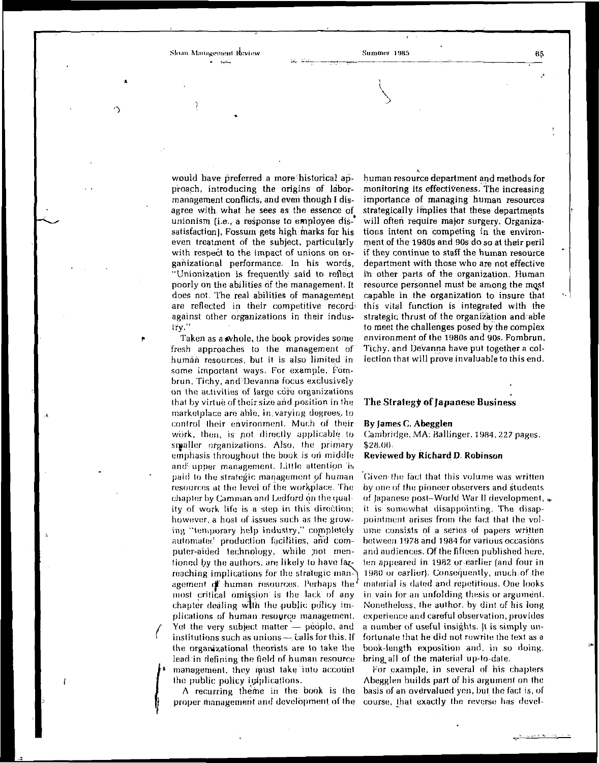would have preferred a more historical approach, introducing the origins of labor-management conflicts, and even though I disagree with what he sees as the essence of unionism (i.e., a response to employee dissatisfaction), Fossum gets high marks for his even treatment of the subject, particularly with respect to the impact of unions on organizational performance. In his words, "Unionization is frequently said to reflect poorly on the abilities of the management. It does not. The real abilities of management are reflected in their competitive record against other organizations in their industry."

Taken as a whole, the book provides some fresh approaches to the management of human resources, but it is also limited in some important ways. For example, Fombrun, Tichy, and Devanna focus exclusively on the activities of large core organizations that by virtue of their size and position in the marketplace are able, in varying degrees, to control their environment. Much of their work, then, is not directly applicable to smaller organizations. Also, the primary emphasis throughout the book is on middle and upper management. Little attention is paid to the strategic management of human resources at the level of the workplace. The chapter by Camman and Ledford on the quality of work life is a step in this direction; however, a host of issues such as the growing "temporary help industry," completely automated production facilities, and computer-aided technology, while not mentioned by the authors, are likely to have far-reaching implications for the strategic management of human resources. Perhaps the most critical omission is the lack of any chapter dealing with the public policy implications of human resource management. Yet the very subject matter — people, and institutions such as unions — calls for this. If the organizational theorists are to take the lead in defining the field of human resource management, they must take into account the public policy implications.

A recurring theme in the book is the proper management and development of the human resource department and methods for monitoring its effectiveness. The increasing importance of managing human resources strategically implies that these departments will often require major surgery. Organizations intent on competing in the environment of the 1980s and 90s do so at their peril if they continue to staff the human resource department with those who are not effective in other parts of the organization. Human resource personnel must be among the most capable in the organization to insure that this vital function is integrated with the strategic thrust of the organization and able to meet the challenges posed by the complex environment of the 1980s and 90s. Fombrun, Tichy, and Devanna have put together a collection that will prove invaluable to this end.

## The Strategy of Japanese Business

**By James C. Abegglen**

Cambridge, MA: Ballinger. 1984. 227 pages. $28.00.

**Reviewed by Richard D. Robinson**

Given the fact that this volume was written by one of the pioneer observers and students of Japanese post–World War II development, it is somewhat disappointing. The disappointment arises from the fact that the volume consists of a series of papers written between 1978 and 1984 for various occasions and audiences. Of the fifteen published here, ten appeared in 1982 or earlier (and four in 1980 or earlier). Consequently, much of the material is dated and repetitious. One looks in vain for an unfolding thesis or argument. Nonetheless, the author, by dint of his long experience and careful observation, provides a number of useful insights. It is simply unfortunate that he did not rewrite the text as a book-length exposition and, in so doing, bring all of the material up-to-date.

For example, in several of his chapters Abegglen builds part of his argument on the basis of an overvalued yen, but the fact is, of course, that exactly the reverse has devel-